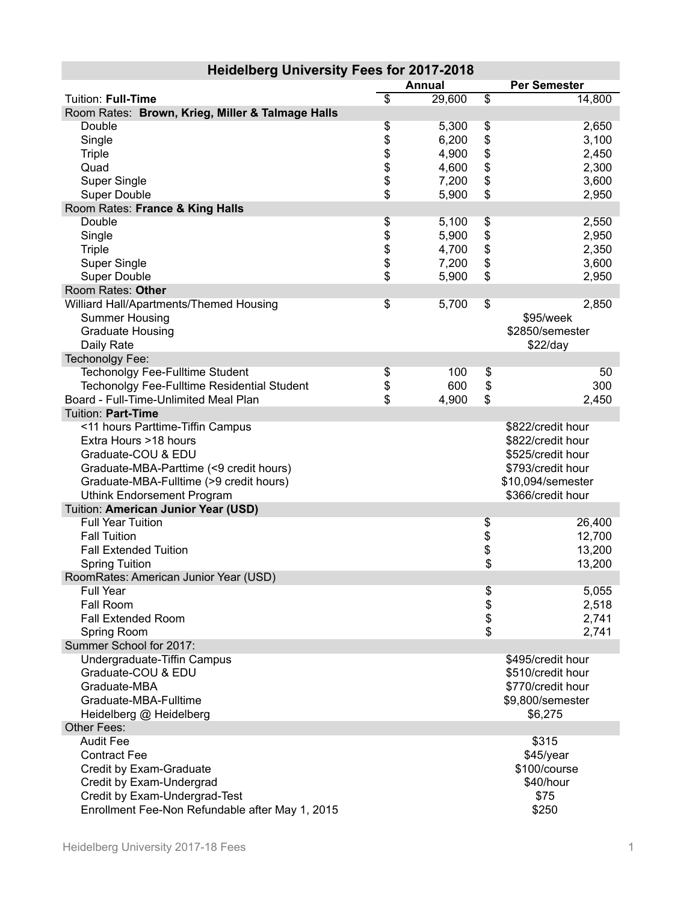| Heidelberg University Fees for 2017-2018 | Annual | Per Semester |
|---|---|---|
| Tuition: **Full-Time** | $ 29,600 | $ 14,800 |
| Room Rates: **Brown, Krieg, Miller & Talmage Halls** | | |
| Double | $ 5,300 | $ 2,650 |
| Single | $ 6,200 | $ 3,100 |
| Triple | $ 4,900 | $ 2,450 |
| Quad | $ 4,600 | $ 2,300 |
| Super Single | $ 7,200 | $ 3,600 |
| Super Double | $ 5,900 | $ 2,950 |
| Room Rates: **France & King Halls** | | |
| Double | $ 5,100 | $ 2,550 |
| Single | $ 5,900 | $ 2,950 |
| Triple | $ 4,700 | $ 2,350 |
| Super Single | $ 7,200 | $ 3,600 |
| Super Double | $ 5,900 | $ 2,950 |
| Room Rates: **Other** | | |
| Williard Hall/Apartments/Themed Housing | $ 5,700 | $ 2,850 |
| Summer Housing | | $95/week |
| Graduate Housing | | $2850/semester |
| Daily Rate | | $22/day |
| Techonolgy Fee: | | |
| Techonolgy Fee-Fulltime Student | $ 100 | $ 50 |
| Techonolgy Fee-Fulltime Residential Student | $ 600 | $ 300 |
| Board - Full-Time-Unlimited Meal Plan | $ 4,900 | $ 2,450 |
| Tuition: **Part-Time** | | |
| <11 hours Parttime-Tiffin Campus | | $822/credit hour |
| Extra Hours >18 hours | | $822/credit hour |
| Graduate-COU & EDU | | $525/credit hour |
| Graduate-MBA-Parttime (<9 credit hours) | | $793/credit hour |
| Graduate-MBA-Fulltime (>9 credit hours) | | $10,094/semester |
| Uthink Endorsement Program | | $366/credit hour |
| Tuition: **American Junior Year (USD)** | | |
| Full Year Tuition | | $ 26,400 |
| Fall Tuition | | $ 12,700 |
| Fall Extended Tuition | | $ 13,200 |
| Spring Tuition | | $ 13,200 |
| RoomRates: American Junior Year (USD) | | |
| Full Year | | $ 5,055 |
| Fall Room | | $ 2,518 |
| Fall Extended Room | | $ 2,741 |
| Spring Room | | $ 2,741 |
| Summer School for 2017: | | |
| Undergraduate-Tiffin Campus | | $495/credit hour |
| Graduate-COU & EDU | | $510/credit hour |
| Graduate-MBA | | $770/credit hour |
| Graduate-MBA-Fulltime | | $9,800/semester |
| Heidelberg @ Heidelberg | | $6,275 |
| Other Fees: | | |
| Audit Fee | | $315 |
| Contract Fee | | $45/year |
| Credit by Exam-Graduate | | $100/course |
| Credit by Exam-Undergrad | | $40/hour |
| Credit by Exam-Undergrad-Test | | $75 |
| Enrollment Fee-Non Refundable after May 1, 2015 | | $250 |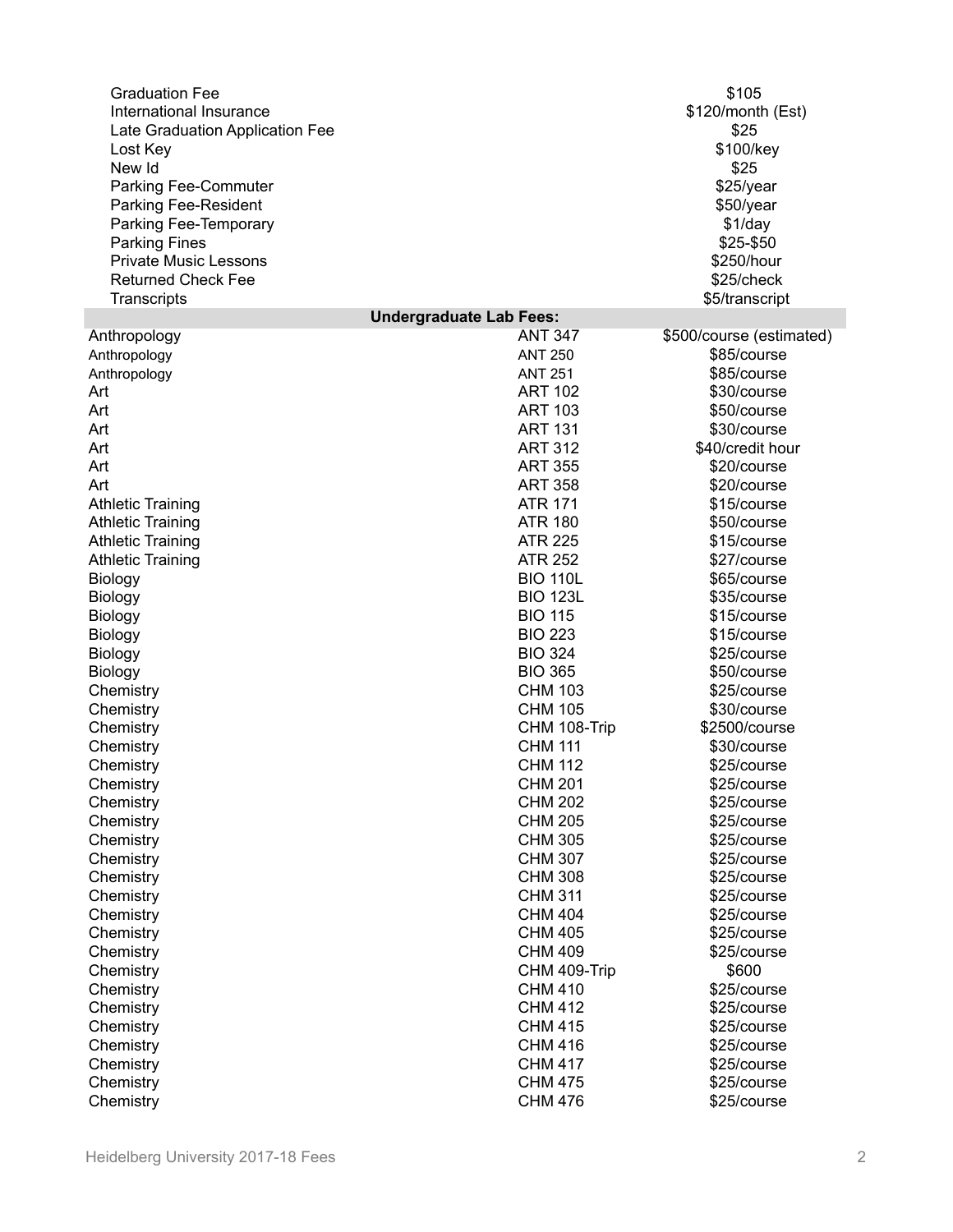| Fee | Amount |
| --- | --- |
| Graduation Fee | $105 |
| International Insurance | $120/month (Est) |
| Late Graduation Application Fee | $25 |
| Lost Key | $100/key |
| New Id | $25 |
| Parking Fee-Commuter | $25/year |
| Parking Fee-Resident | $50/year |
| Parking Fee-Temporary | $1/day |
| Parking Fines | $25-$50 |
| Private Music Lessons | $250/hour |
| Returned Check Fee | $25/check |
| Transcripts | $5/transcript |

**Undergraduate Lab Fees:**

| Department | Course | Fee |
| --- | --- | --- |
| Anthropology | ANT 347 | $500/course (estimated) |
| Anthropology | ANT 250 | $85/course |
| Anthropology | ANT 251 | $85/course |
| Art | ART 102 | $30/course |
| Art | ART 103 | $50/course |
| Art | ART 131 | $30/course |
| Art | ART 312 | $40/credit hour |
| Art | ART 355 | $20/course |
| Art | ART 358 | $20/course |
| Athletic Training | ATR 171 | $15/course |
| Athletic Training | ATR 180 | $50/course |
| Athletic Training | ATR 225 | $15/course |
| Athletic Training | ATR 252 | $27/course |
| Biology | BIO 110L | $65/course |
| Biology | BIO 123L | $35/course |
| Biology | BIO 115 | $15/course |
| Biology | BIO 223 | $15/course |
| Biology | BIO 324 | $25/course |
| Biology | BIO 365 | $50/course |
| Chemistry | CHM 103 | $25/course |
| Chemistry | CHM 105 | $30/course |
| Chemistry | CHM 108-Trip | $2500/course |
| Chemistry | CHM 111 | $30/course |
| Chemistry | CHM 112 | $25/course |
| Chemistry | CHM 201 | $25/course |
| Chemistry | CHM 202 | $25/course |
| Chemistry | CHM 205 | $25/course |
| Chemistry | CHM 305 | $25/course |
| Chemistry | CHM 307 | $25/course |
| Chemistry | CHM 308 | $25/course |
| Chemistry | CHM 311 | $25/course |
| Chemistry | CHM 404 | $25/course |
| Chemistry | CHM 405 | $25/course |
| Chemistry | CHM 409 | $25/course |
| Chemistry | CHM 409-Trip | $600 |
| Chemistry | CHM 410 | $25/course |
| Chemistry | CHM 412 | $25/course |
| Chemistry | CHM 415 | $25/course |
| Chemistry | CHM 416 | $25/course |
| Chemistry | CHM 417 | $25/course |
| Chemistry | CHM 475 | $25/course |
| Chemistry | CHM 476 | $25/course |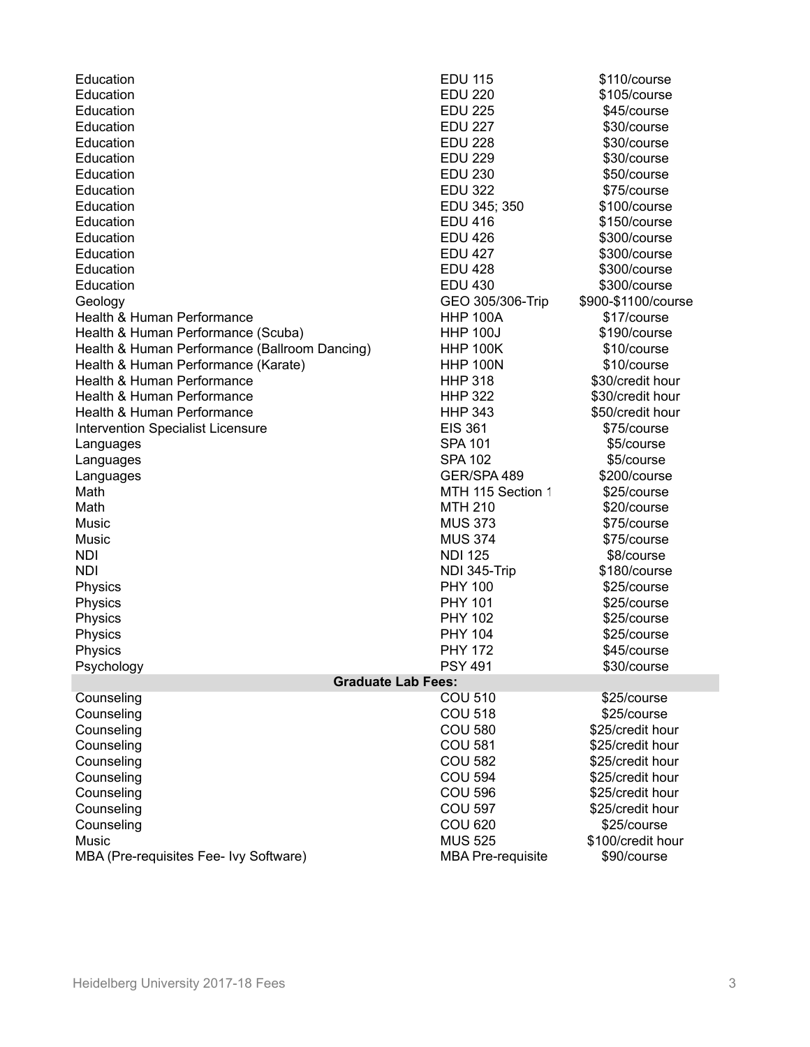| | | |
|---|---|---|
| Education | EDU 115 | $110/course |
| Education | EDU 220 | $105/course |
| Education | EDU 225 | $45/course |
| Education | EDU 227 | $30/course |
| Education | EDU 228 | $30/course |
| Education | EDU 229 | $30/course |
| Education | EDU 230 | $50/course |
| Education | EDU 322 | $75/course |
| Education | EDU 345; 350 | $100/course |
| Education | EDU 416 | $150/course |
| Education | EDU 426 | $300/course |
| Education | EDU 427 | $300/course |
| Education | EDU 428 | $300/course |
| Education | EDU 430 | $300/course |
| Geology | GEO 305/306-Trip | $900-$1100/course |
| Health & Human Performance | HHP 100A | $17/course |
| Health & Human Performance (Scuba) | HHP 100J | $190/course |
| Health & Human Performance (Ballroom Dancing) | HHP 100K | $10/course |
| Health & Human Performance (Karate) | HHP 100N | $10/course |
| Health & Human Performance | HHP 318 | $30/credit hour |
| Health & Human Performance | HHP 322 | $30/credit hour |
| Health & Human Performance | HHP 343 | $50/credit hour |
| Intervention Specialist Licensure | EIS 361 | $75/course |
| Languages | SPA 101 | $5/course |
| Languages | SPA 102 | $5/course |
| Languages | GER/SPA 489 | $200/course |
| Math | MTH 115 Section 1 | $25/course |
| Math | MTH 210 | $20/course |
| Music | MUS 373 | $75/course |
| Music | MUS 374 | $75/course |
| NDI | NDI 125 | $8/course |
| NDI | NDI 345-Trip | $180/course |
| Physics | PHY 100 | $25/course |
| Physics | PHY 101 | $25/course |
| Physics | PHY 102 | $25/course |
| Physics | PHY 104 | $25/course |
| Physics | PHY 172 | $45/course |
| Psychology | PSY 491 | $30/course |
| **Graduate Lab Fees:** | | |
| Counseling | COU 510 | $25/course |
| Counseling | COU 518 | $25/course |
| Counseling | COU 580 | $25/credit hour |
| Counseling | COU 581 | $25/credit hour |
| Counseling | COU 582 | $25/credit hour |
| Counseling | COU 594 | $25/credit hour |
| Counseling | COU 596 | $25/credit hour |
| Counseling | COU 597 | $25/credit hour |
| Counseling | COU 620 | $25/course |
| Music | MUS 525 | $100/credit hour |
| MBA (Pre-requisites Fee- Ivy Software) | MBA Pre-requisite | $90/course |